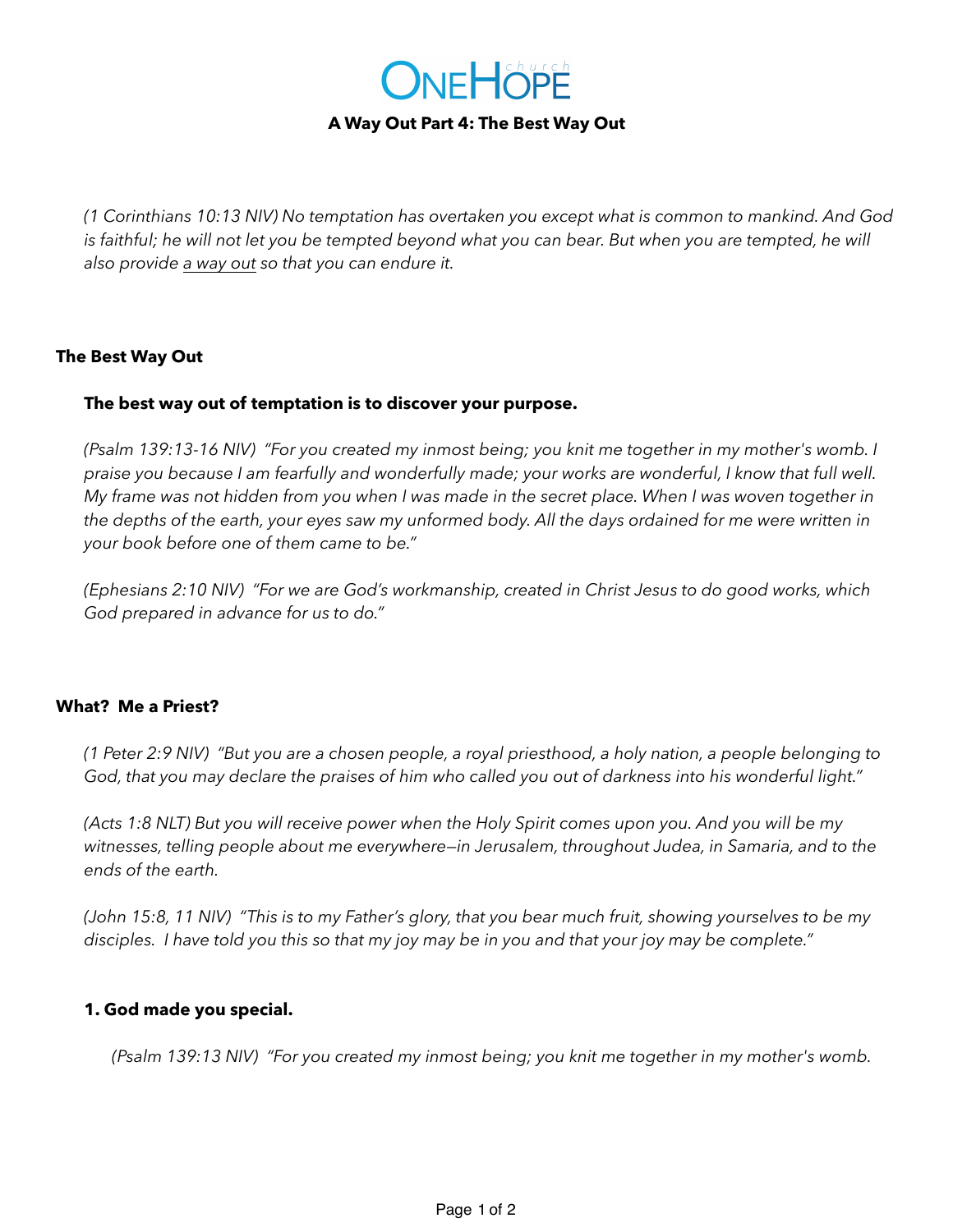# OneHope church

## A Way Out Part 4: The Best Way Out

*(1 Corinthians 10:13 NIV) No temptation has overtaken you except what is common to mankind. And God is faithful; he will not let you be tempted beyond what you can bear. But when you are tempted, he will also provide <u>a way out</u> so that you can endure it.*

### The Best Way Out

**The best way out of temptation is to discover your purpose.**

*(Psalm 139:13-16 NIV) "For you created my inmost being; you knit me together in my mother's womb. I praise you because I am fearfully and wonderfully made; your works are wonderful, I know that full well. My frame was not hidden from you when I was made in the secret place. When I was woven together in the depths of the earth, your eyes saw my unformed body. All the days ordained for me were written in your book before one of them came to be."*

*(Ephesians 2:10 NIV) "For we are God's workmanship, created in Christ Jesus to do good works, which God prepared in advance for us to do."*

### What? Me a Priest?

*(1 Peter 2:9 NIV) "But you are a chosen people, a royal priesthood, a holy nation, a people belonging to God, that you may declare the praises of him who called you out of darkness into his wonderful light."*

*(Acts 1:8 NLT) But you will receive power when the Holy Spirit comes upon you. And you will be my witnesses, telling people about me everywhere—in Jerusalem, throughout Judea, in Samaria, and to the ends of the earth.*

*(John 15:8, 11 NIV) "This is to my Father's glory, that you bear much fruit, showing yourselves to be my disciples. I have told you this so that my joy may be in you and that your joy may be complete."*

**1. God made you special.**

*(Psalm 139:13 NIV) "For you created my inmost being; you knit me together in my mother's womb.*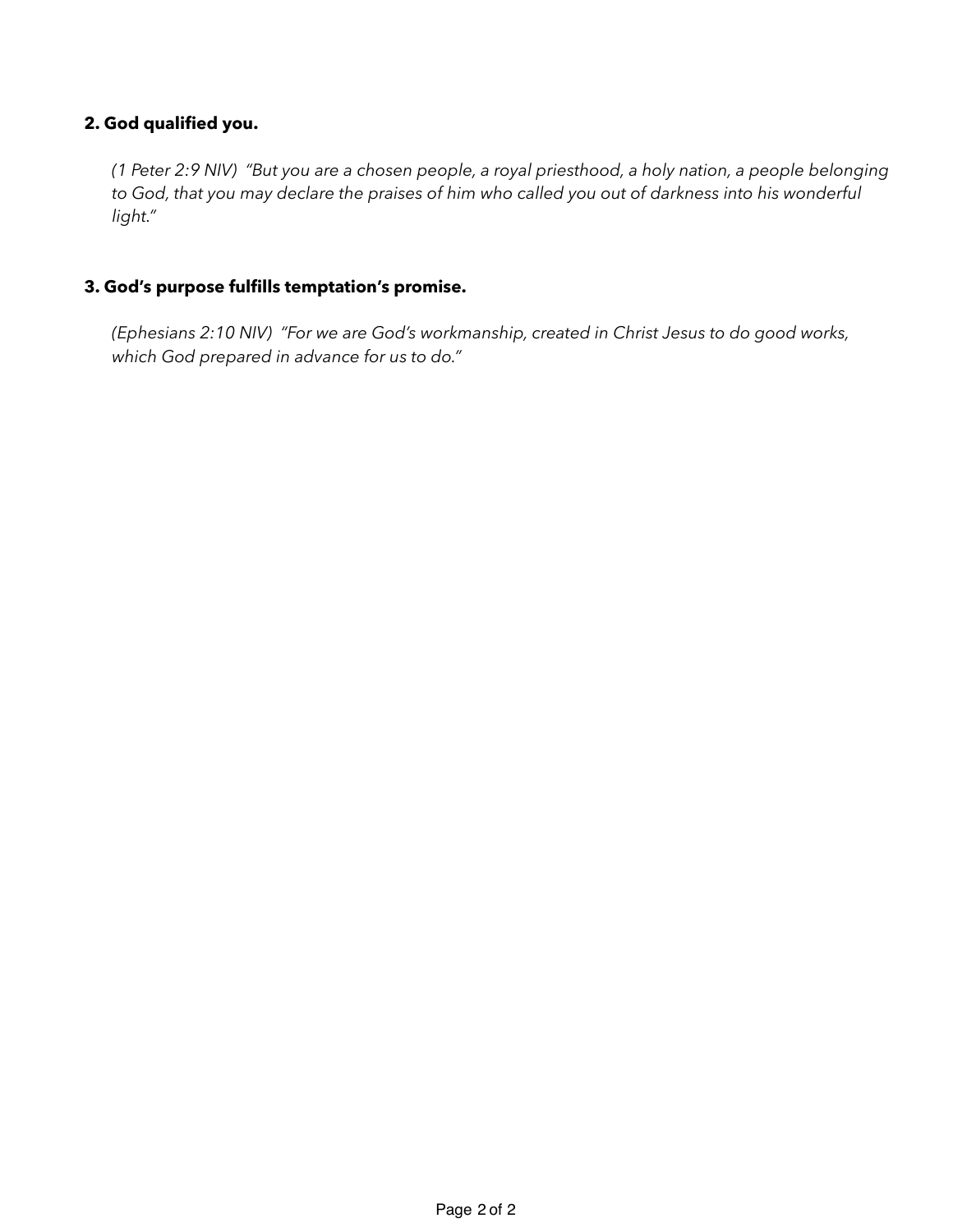**2. God qualified you.**

*(1 Peter 2:9 NIV) "But you are a chosen people, a royal priesthood, a holy nation, a people belonging to God, that you may declare the praises of him who called you out of darkness into his wonderful light."*

**3. God's purpose fulfills temptation's promise.**

*(Ephesians 2:10 NIV) "For we are God's workmanship, created in Christ Jesus to do good works, which God prepared in advance for us to do."*